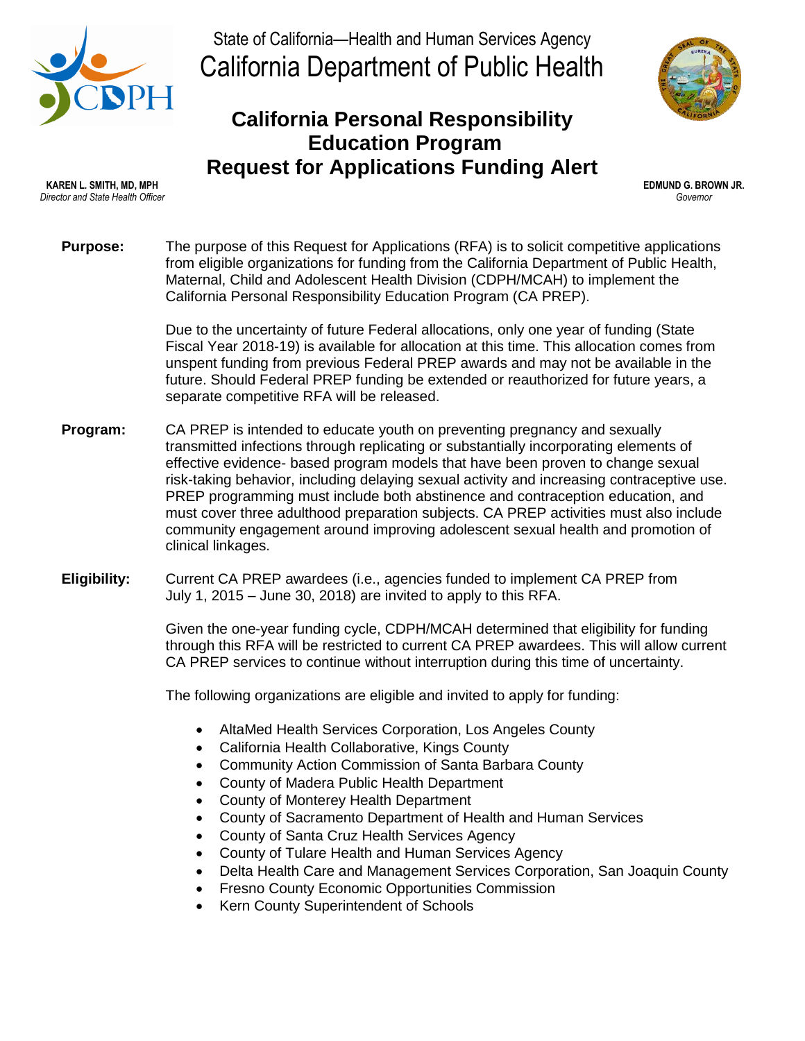State of California—Health and Human Services Agency

# California Department of Public Health

## California Personal Responsibility Education Program Request for Applications Funding Alert

**KAREN L. SMITH, MD, MPH**
*Director and State Health Officer*

**EDMUND G. BROWN JR.**
*Governor*

**Purpose:** The purpose of this Request for Applications (RFA) is to solicit competitive applications from eligible organizations for funding from the California Department of Public Health, Maternal, Child and Adolescent Health Division (CDPH/MCAH) to implement the California Personal Responsibility Education Program (CA PREP).

Due to the uncertainty of future Federal allocations, only one year of funding (State Fiscal Year 2018-19) is available for allocation at this time. This allocation comes from unspent funding from previous Federal PREP awards and may not be available in the future. Should Federal PREP funding be extended or reauthorized for future years, a separate competitive RFA will be released.

**Program:** CA PREP is intended to educate youth on preventing pregnancy and sexually transmitted infections through replicating or substantially incorporating elements of effective evidence- based program models that have been proven to change sexual risk-taking behavior, including delaying sexual activity and increasing contraceptive use. PREP programming must include both abstinence and contraception education, and must cover three adulthood preparation subjects. CA PREP activities must also include community engagement around improving adolescent sexual health and promotion of clinical linkages.

**Eligibility:** Current CA PREP awardees (i.e., agencies funded to implement CA PREP from July 1, 2015 – June 30, 2018) are invited to apply to this RFA.

Given the one-year funding cycle, CDPH/MCAH determined that eligibility for funding through this RFA will be restricted to current CA PREP awardees. This will allow current CA PREP services to continue without interruption during this time of uncertainty.

The following organizations are eligible and invited to apply for funding:

- AltaMed Health Services Corporation, Los Angeles County
- California Health Collaborative, Kings County
- Community Action Commission of Santa Barbara County
- County of Madera Public Health Department
- County of Monterey Health Department
- County of Sacramento Department of Health and Human Services
- County of Santa Cruz Health Services Agency
- County of Tulare Health and Human Services Agency
- Delta Health Care and Management Services Corporation, San Joaquin County
- Fresno County Economic Opportunities Commission
- Kern County Superintendent of Schools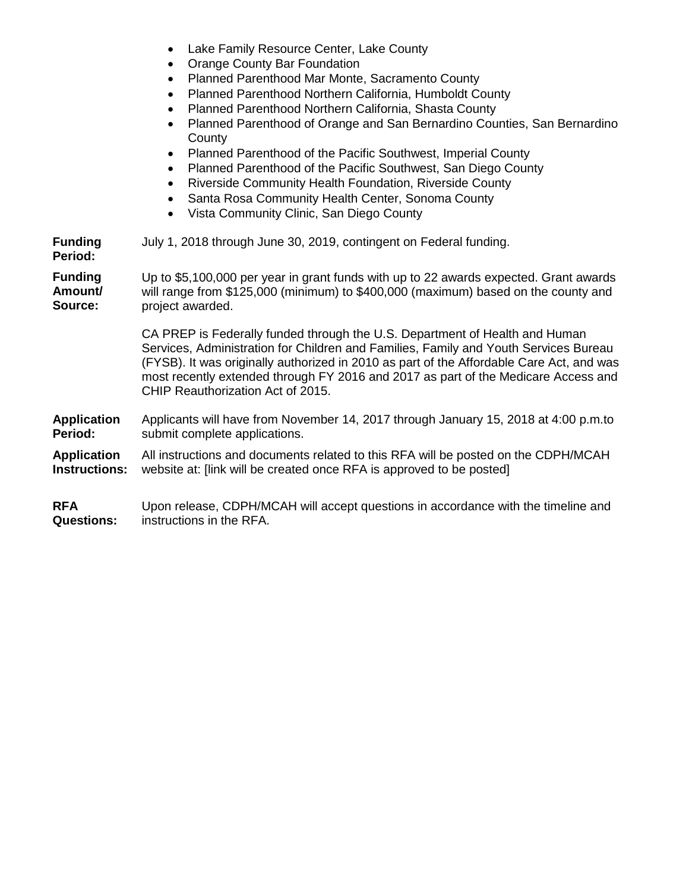- Lake Family Resource Center, Lake County
- Orange County Bar Foundation
- Planned Parenthood Mar Monte, Sacramento County
- Planned Parenthood Northern California, Humboldt County
- Planned Parenthood Northern California, Shasta County
- Planned Parenthood of Orange and San Bernardino Counties, San Bernardino County
- Planned Parenthood of the Pacific Southwest, Imperial County
- Planned Parenthood of the Pacific Southwest, San Diego County
- Riverside Community Health Foundation, Riverside County
- Santa Rosa Community Health Center, Sonoma County
- Vista Community Clinic, San Diego County

**Funding Period:** July 1, 2018 through June 30, 2019, contingent on Federal funding.

**Funding Amount/ Source:** Up to $5,100,000 per year in grant funds with up to 22 awards expected. Grant awards will range from $125,000 (minimum) to $400,000 (maximum) based on the county and project awarded.

CA PREP is Federally funded through the U.S. Department of Health and Human Services, Administration for Children and Families, Family and Youth Services Bureau (FYSB). It was originally authorized in 2010 as part of the Affordable Care Act, and was most recently extended through FY 2016 and 2017 as part of the Medicare Access and CHIP Reauthorization Act of 2015.

**Application Period:** Applicants will have from November 14, 2017 through January 15, 2018 at 4:00 p.m.to submit complete applications.

**Application Instructions:** All instructions and documents related to this RFA will be posted on the CDPH/MCAH website at: [link will be created once RFA is approved to be posted]

**RFA Questions:** Upon release, CDPH/MCAH will accept questions in accordance with the timeline and instructions in the RFA.